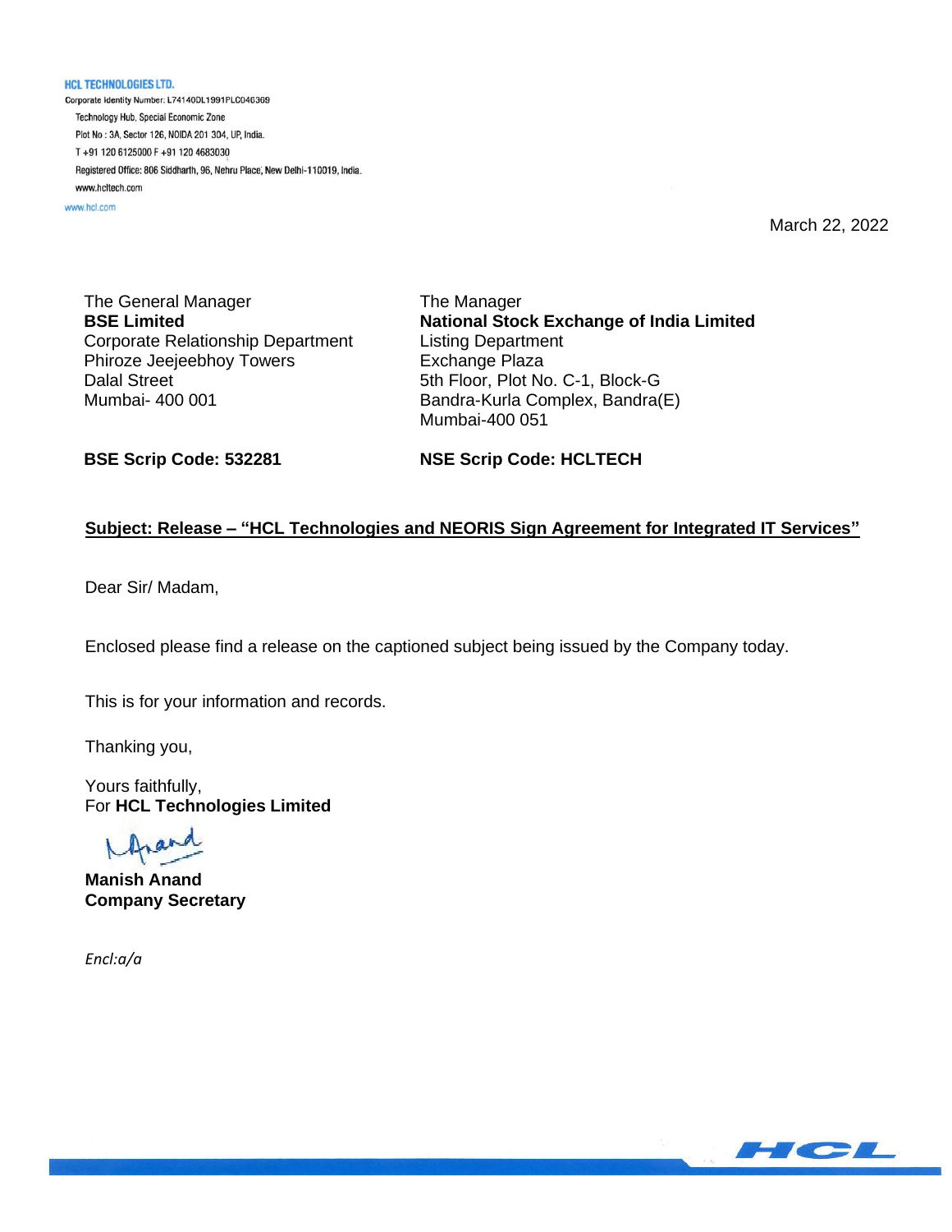**HCL TECHNOLOGIES LTD.**
Corporate Identity Number: L74140DL1991PLC046369
Technology Hub, Special Economic Zone
Plot No : 3A, Sector 126, NOIDA 201 304, UP, India.
T +91 120 6125000 F +91 120 4683030
Registered Office: 806 Siddharth, 96, Nehru Place, New Delhi-110019, India.
www.hcltech.com
www.hcl.com

March 22, 2022

The General Manager
**BSE Limited**
Corporate Relationship Department
Phiroze Jeejeebhoy Towers
Dalal Street
Mumbai- 400 001

The Manager
**National Stock Exchange of India Limited**
Listing Department
Exchange Plaza
5th Floor, Plot No. C-1, Block-G
Bandra-Kurla Complex, Bandra(E)
Mumbai-400 051

**BSE Scrip Code: 532281**

**NSE Scrip Code: HCLTECH**

**Subject: Release – "HCL Technologies and NEORIS Sign Agreement for Integrated IT Services"**

Dear Sir/ Madam,

Enclosed please find a release on the captioned subject being issued by the Company today.

This is for your information and records.

Thanking you,

Yours faithfully,
For **HCL Technologies Limited**

**Manish Anand**
**Company Secretary**

*Encl:a/a*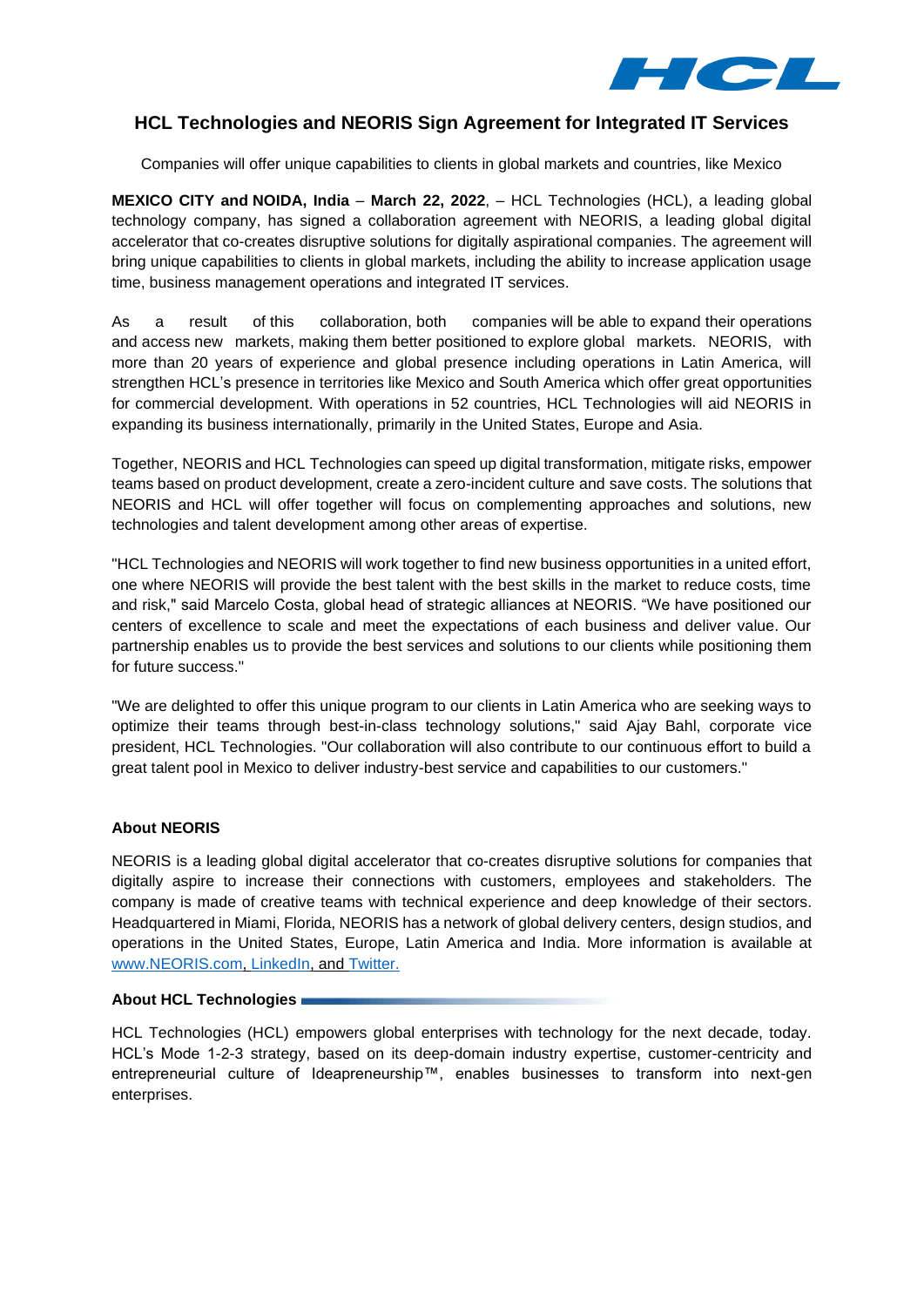# HCL Technologies and NEORIS Sign Agreement for Integrated IT Services

Companies will offer unique capabilities to clients in global markets and countries, like Mexico

**MEXICO CITY and NOIDA, India** – **March 22, 2022**, – HCL Technologies (HCL), a leading global technology company, has signed a collaboration agreement with NEORIS, a leading global digital accelerator that co-creates disruptive solutions for digitally aspirational companies. The agreement will bring unique capabilities to clients in global markets, including the ability to increase application usage time, business management operations and integrated IT services.

As a result of this collaboration, both companies will be able to expand their operations and access new markets, making them better positioned to explore global markets. NEORIS, with more than 20 years of experience and global presence including operations in Latin America, will strengthen HCL's presence in territories like Mexico and South America which offer great opportunities for commercial development. With operations in 52 countries, HCL Technologies will aid NEORIS in expanding its business internationally, primarily in the United States, Europe and Asia.

Together, NEORIS and HCL Technologies can speed up digital transformation, mitigate risks, empower teams based on product development, create a zero-incident culture and save costs. The solutions that NEORIS and HCL will offer together will focus on complementing approaches and solutions, new technologies and talent development among other areas of expertise.

"HCL Technologies and NEORIS will work together to find new business opportunities in a united effort, one where NEORIS will provide the best talent with the best skills in the market to reduce costs, time and risk," said Marcelo Costa, global head of strategic alliances at NEORIS. "We have positioned our centers of excellence to scale and meet the expectations of each business and deliver value. Our partnership enables us to provide the best services and solutions to our clients while positioning them for future success."

"We are delighted to offer this unique program to our clients in Latin America who are seeking ways to optimize their teams through best-in-class technology solutions," said Ajay Bahl, corporate vice president, HCL Technologies. "Our collaboration will also contribute to our continuous effort to build a great talent pool in Mexico to deliver industry-best service and capabilities to our customers."

**About NEORIS**

NEORIS is a leading global digital accelerator that co-creates disruptive solutions for companies that digitally aspire to increase their connections with customers, employees and stakeholders. The company is made of creative teams with technical experience and deep knowledge of their sectors. Headquartered in Miami, Florida, NEORIS has a network of global delivery centers, design studios, and operations in the United States, Europe, Latin America and India. More information is available at www.NEORIS.com, LinkedIn, and Twitter.

**About HCL Technologies**

HCL Technologies (HCL) empowers global enterprises with technology for the next decade, today. HCL's Mode 1-2-3 strategy, based on its deep-domain industry expertise, customer-centricity and entrepreneurial culture of Ideapreneurship™, enables businesses to transform into next-gen enterprises.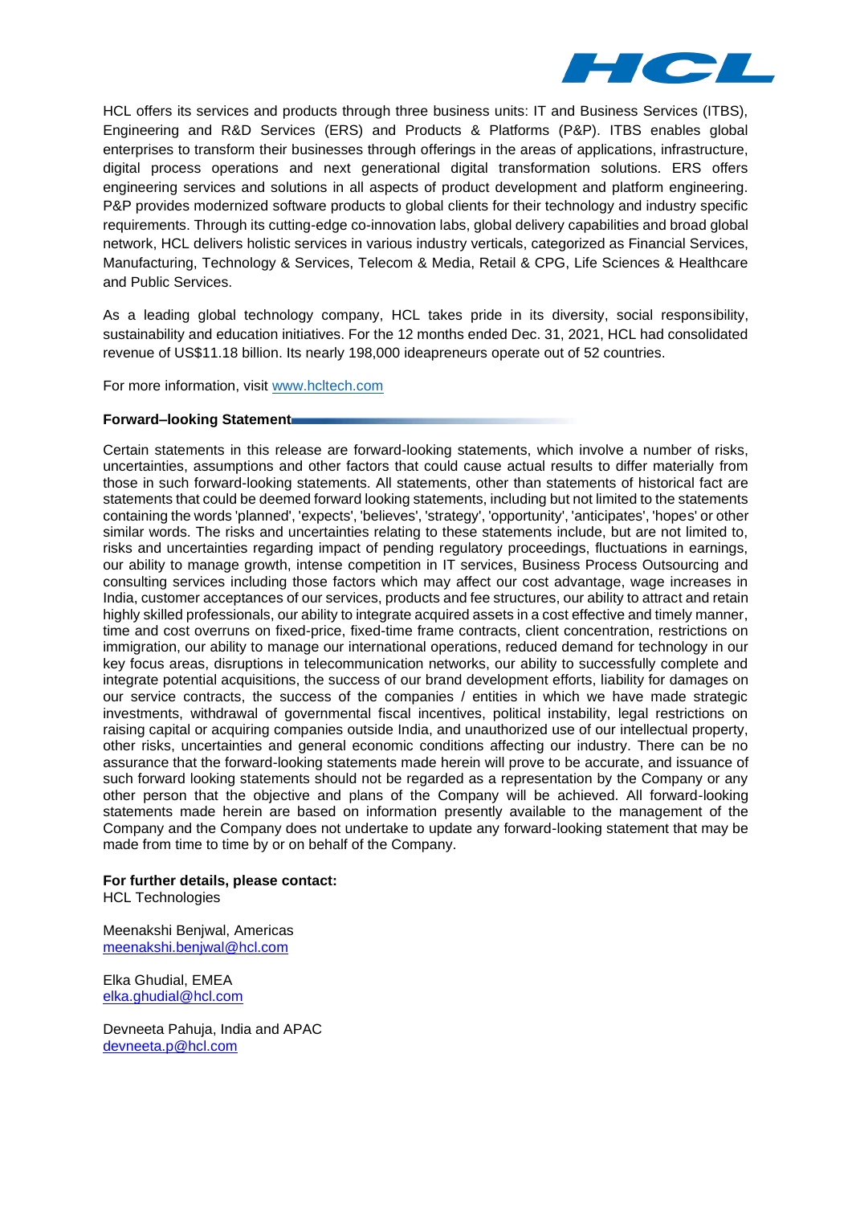HCL offers its services and products through three business units: IT and Business Services (ITBS), Engineering and R&D Services (ERS) and Products & Platforms (P&P). ITBS enables global enterprises to transform their businesses through offerings in the areas of applications, infrastructure, digital process operations and next generational digital transformation solutions. ERS offers engineering services and solutions in all aspects of product development and platform engineering. P&P provides modernized software products to global clients for their technology and industry specific requirements. Through its cutting-edge co-innovation labs, global delivery capabilities and broad global network, HCL delivers holistic services in various industry verticals, categorized as Financial Services, Manufacturing, Technology & Services, Telecom & Media, Retail & CPG, Life Sciences & Healthcare and Public Services.

As a leading global technology company, HCL takes pride in its diversity, social responsibility, sustainability and education initiatives. For the 12 months ended Dec. 31, 2021, HCL had consolidated revenue of US$11.18 billion. Its nearly 198,000 ideapreneurs operate out of 52 countries.

For more information, visit www.hcltech.com

**Forward–looking Statement**

Certain statements in this release are forward-looking statements, which involve a number of risks, uncertainties, assumptions and other factors that could cause actual results to differ materially from those in such forward-looking statements. All statements, other than statements of historical fact are statements that could be deemed forward looking statements, including but not limited to the statements containing the words 'planned', 'expects', 'believes', 'strategy', 'opportunity', 'anticipates', 'hopes' or other similar words. The risks and uncertainties relating to these statements include, but are not limited to, risks and uncertainties regarding impact of pending regulatory proceedings, fluctuations in earnings, our ability to manage growth, intense competition in IT services, Business Process Outsourcing and consulting services including those factors which may affect our cost advantage, wage increases in India, customer acceptances of our services, products and fee structures, our ability to attract and retain highly skilled professionals, our ability to integrate acquired assets in a cost effective and timely manner, time and cost overruns on fixed-price, fixed-time frame contracts, client concentration, restrictions on immigration, our ability to manage our international operations, reduced demand for technology in our key focus areas, disruptions in telecommunication networks, our ability to successfully complete and integrate potential acquisitions, the success of our brand development efforts, liability for damages on our service contracts, the success of the companies / entities in which we have made strategic investments, withdrawal of governmental fiscal incentives, political instability, legal restrictions on raising capital or acquiring companies outside India, and unauthorized use of our intellectual property, other risks, uncertainties and general economic conditions affecting our industry. There can be no assurance that the forward-looking statements made herein will prove to be accurate, and issuance of such forward looking statements should not be regarded as a representation by the Company or any other person that the objective and plans of the Company will be achieved. All forward-looking statements made herein are based on information presently available to the management of the Company and the Company does not undertake to update any forward-looking statement that may be made from time to time by or on behalf of the Company.

**For further details, please contact:**
HCL Technologies

Meenakshi Benjwal, Americas
meenakshi.benjwal@hcl.com

Elka Ghudial, EMEA
elka.ghudial@hcl.com

Devneeta Pahuja, India and APAC
devneeta.p@hcl.com